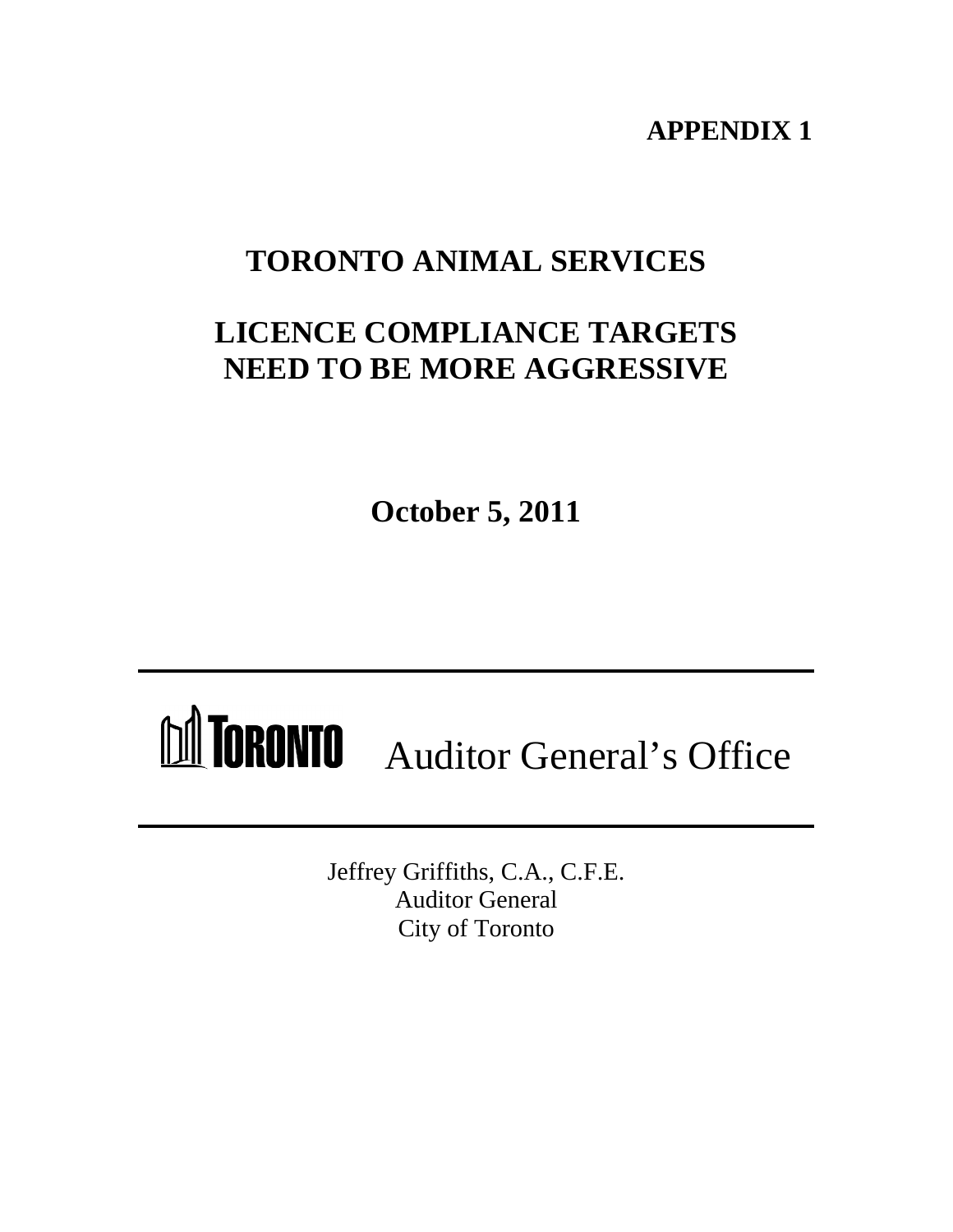**APPENDIX 1**

# TORONTO ANIMAL SERVICES

# LICENCE COMPLIANCE TARGETS NEED TO BE MORE AGGRESSIVE

**October 5, 2011**

---

TORONTO Auditor General's Office

---

Jeffrey Griffiths, C.A., C.F.E.
Auditor General
City of Toronto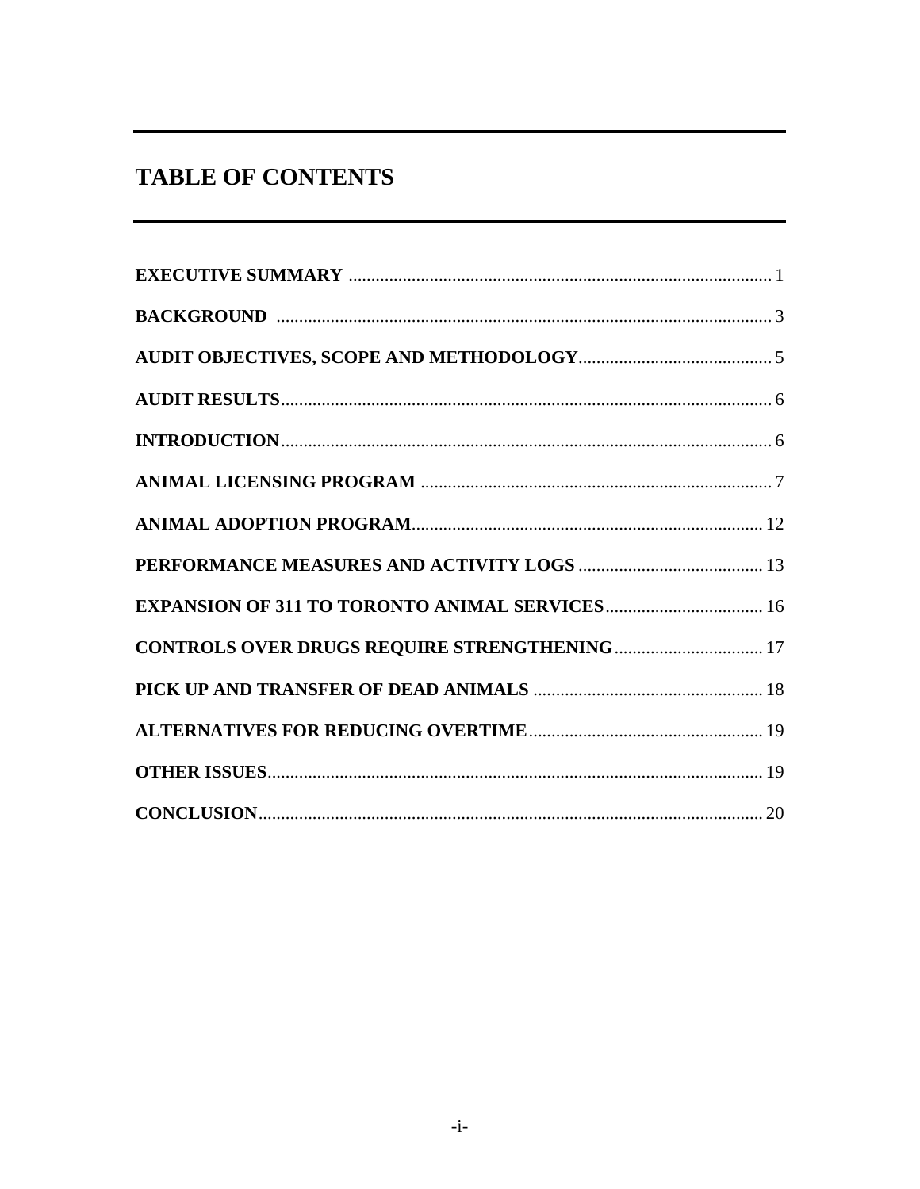# TABLE OF CONTENTS

| | |
|---|---|
| **EXECUTIVE SUMMARY** | 1 |
| **BACKGROUND** | 3 |
| **AUDIT OBJECTIVES, SCOPE AND METHODOLOGY** | 5 |
| **AUDIT RESULTS** | 6 |
| **INTRODUCTION** | 6 |
| **ANIMAL LICENSING PROGRAM** | 7 |
| **ANIMAL ADOPTION PROGRAM** | 12 |
| **PERFORMANCE MEASURES AND ACTIVITY LOGS** | 13 |
| **EXPANSION OF 311 TO TORONTO ANIMAL SERVICES** | 16 |
| **CONTROLS OVER DRUGS REQUIRE STRENGTHENING** | 17 |
| **PICK UP AND TRANSFER OF DEAD ANIMALS** | 18 |
| **ALTERNATIVES FOR REDUCING OVERTIME** | 19 |
| **OTHER ISSUES** | 19 |
| **CONCLUSION** | 20 |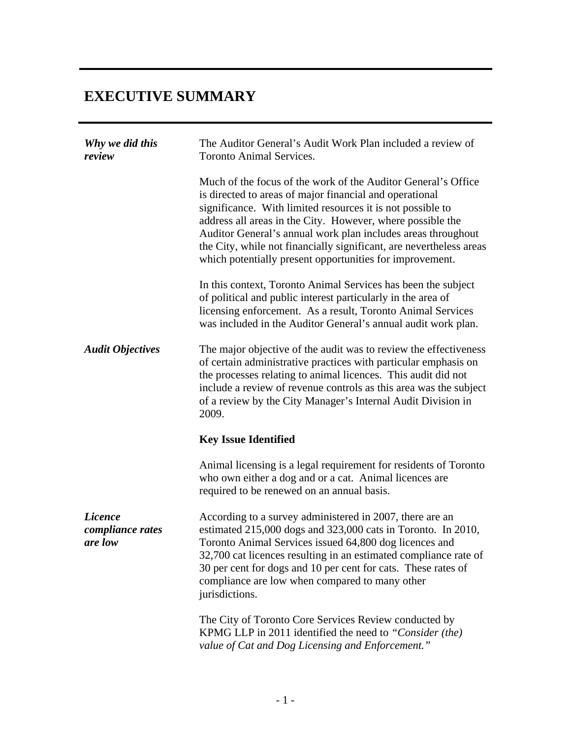# EXECUTIVE SUMMARY

***Why we did this review***

The Auditor General's Audit Work Plan included a review of Toronto Animal Services.

Much of the focus of the work of the Auditor General's Office is directed to areas of major financial and operational significance. With limited resources it is not possible to address all areas in the City. However, where possible the Auditor General's annual work plan includes areas throughout the City, while not financially significant, are nevertheless areas which potentially present opportunities for improvement.

In this context, Toronto Animal Services has been the subject of political and public interest particularly in the area of licensing enforcement. As a result, Toronto Animal Services was included in the Auditor General's annual audit work plan.

***Audit Objectives***

The major objective of the audit was to review the effectiveness of certain administrative practices with particular emphasis on the processes relating to animal licences. This audit did not include a review of revenue controls as this area was the subject of a review by the City Manager's Internal Audit Division in 2009.

**Key Issue Identified**

Animal licensing is a legal requirement for residents of Toronto who own either a dog and or a cat. Animal licences are required to be renewed on an annual basis.

***Licence compliance rates are low***

According to a survey administered in 2007, there are an estimated 215,000 dogs and 323,000 cats in Toronto. In 2010, Toronto Animal Services issued 64,800 dog licences and 32,700 cat licences resulting in an estimated compliance rate of 30 per cent for dogs and 10 per cent for cats. These rates of compliance are low when compared to many other jurisdictions.

The City of Toronto Core Services Review conducted by KPMG LLP in 2011 identified the need to *"Consider (the) value of Cat and Dog Licensing and Enforcement."*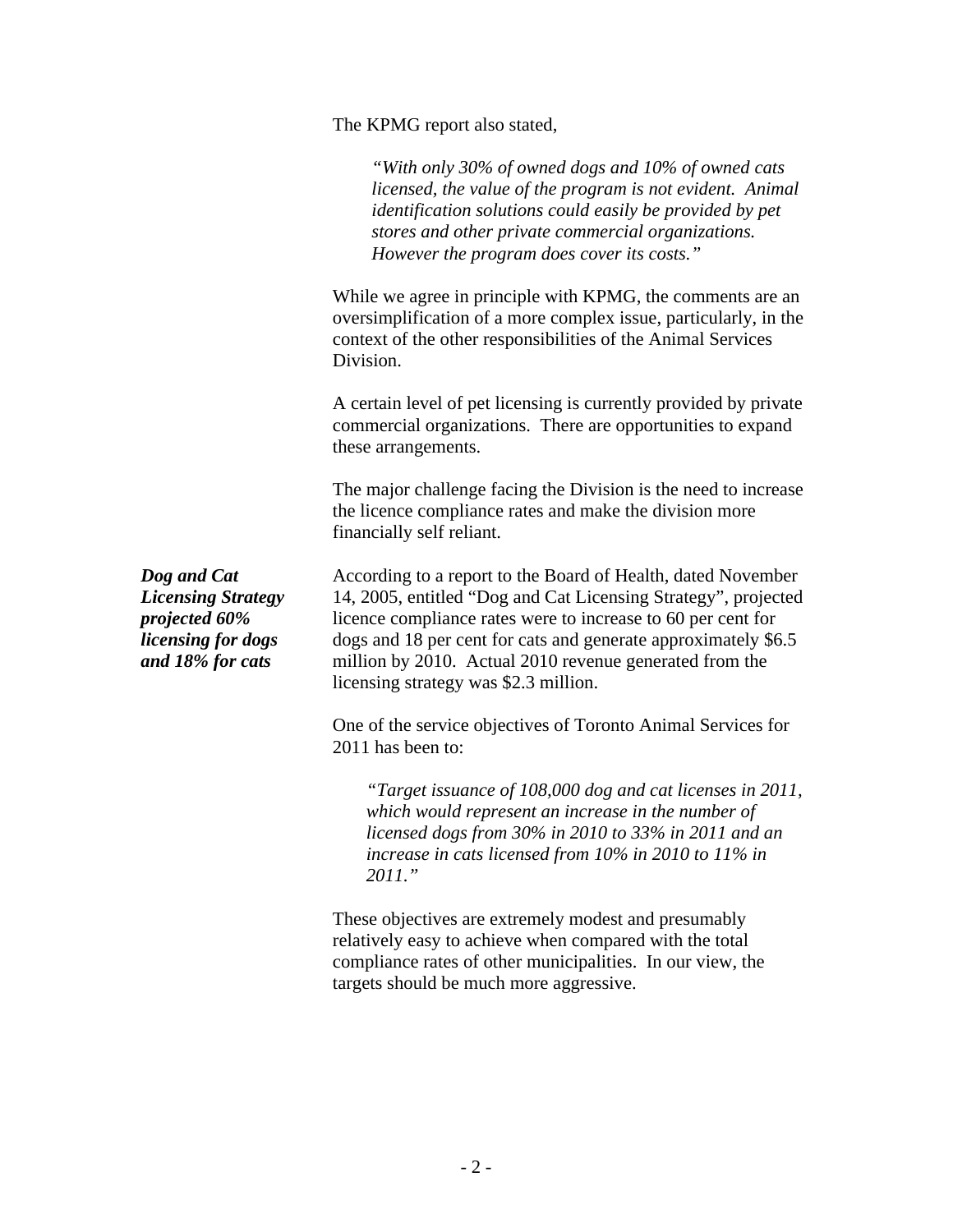The KPMG report also stated,

> *"With only 30% of owned dogs and 10% of owned cats licensed, the value of the program is not evident. Animal identification solutions could easily be provided by pet stores and other private commercial organizations. However the program does cover its costs."*

While we agree in principle with KPMG, the comments are an oversimplification of a more complex issue, particularly, in the context of the other responsibilities of the Animal Services Division.

A certain level of pet licensing is currently provided by private commercial organizations. There are opportunities to expand these arrangements.

The major challenge facing the Division is the need to increase the licence compliance rates and make the division more financially self reliant.

***Dog and Cat Licensing Strategy projected 60% licensing for dogs and 18% for cats***

According to a report to the Board of Health, dated November 14, 2005, entitled "Dog and Cat Licensing Strategy", projected licence compliance rates were to increase to 60 per cent for dogs and 18 per cent for cats and generate approximately $6.5 million by 2010. Actual 2010 revenue generated from the licensing strategy was $2.3 million.

One of the service objectives of Toronto Animal Services for 2011 has been to:

> *"Target issuance of 108,000 dog and cat licenses in 2011, which would represent an increase in the number of licensed dogs from 30% in 2010 to 33% in 2011 and an increase in cats licensed from 10% in 2010 to 11% in 2011."*

These objectives are extremely modest and presumably relatively easy to achieve when compared with the total compliance rates of other municipalities. In our view, the targets should be much more aggressive.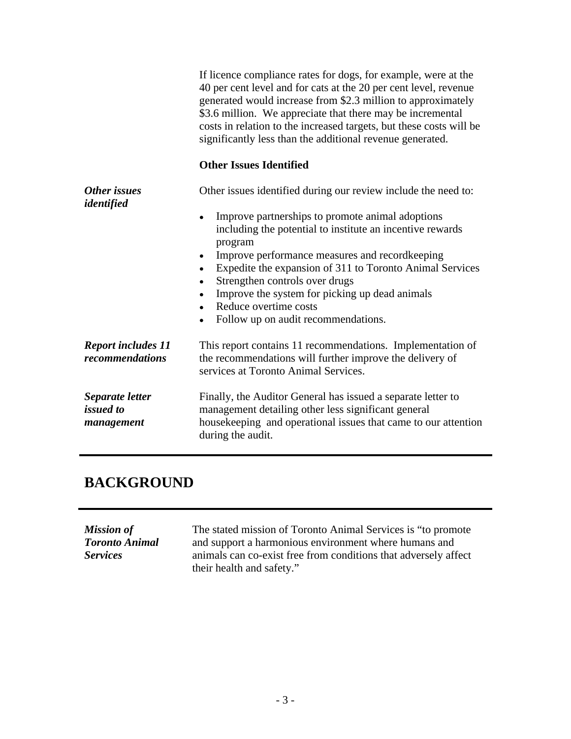If licence compliance rates for dogs, for example, were at the 40 per cent level and for cats at the 20 per cent level, revenue generated would increase from $2.3 million to approximately $3.6 million. We appreciate that there may be incremental costs in relation to the increased targets, but these costs will be significantly less than the additional revenue generated.

**Other Issues Identified**

***Other issues identified***

Other issues identified during our review include the need to:

- Improve partnerships to promote animal adoptions including the potential to institute an incentive rewards program
- Improve performance measures and recordkeeping
- Expedite the expansion of 311 to Toronto Animal Services
- Strengthen controls over drugs
- Improve the system for picking up dead animals
- Reduce overtime costs
- Follow up on audit recommendations.

***Report includes 11 recommendations***

This report contains 11 recommendations. Implementation of the recommendations will further improve the delivery of services at Toronto Animal Services.

***Separate letter issued to management***

Finally, the Auditor General has issued a separate letter to management detailing other less significant general housekeeping and operational issues that came to our attention during the audit.

## BACKGROUND

***Mission of Toronto Animal Services***

The stated mission of Toronto Animal Services is "to promote and support a harmonious environment where humans and animals can co-exist free from conditions that adversely affect their health and safety."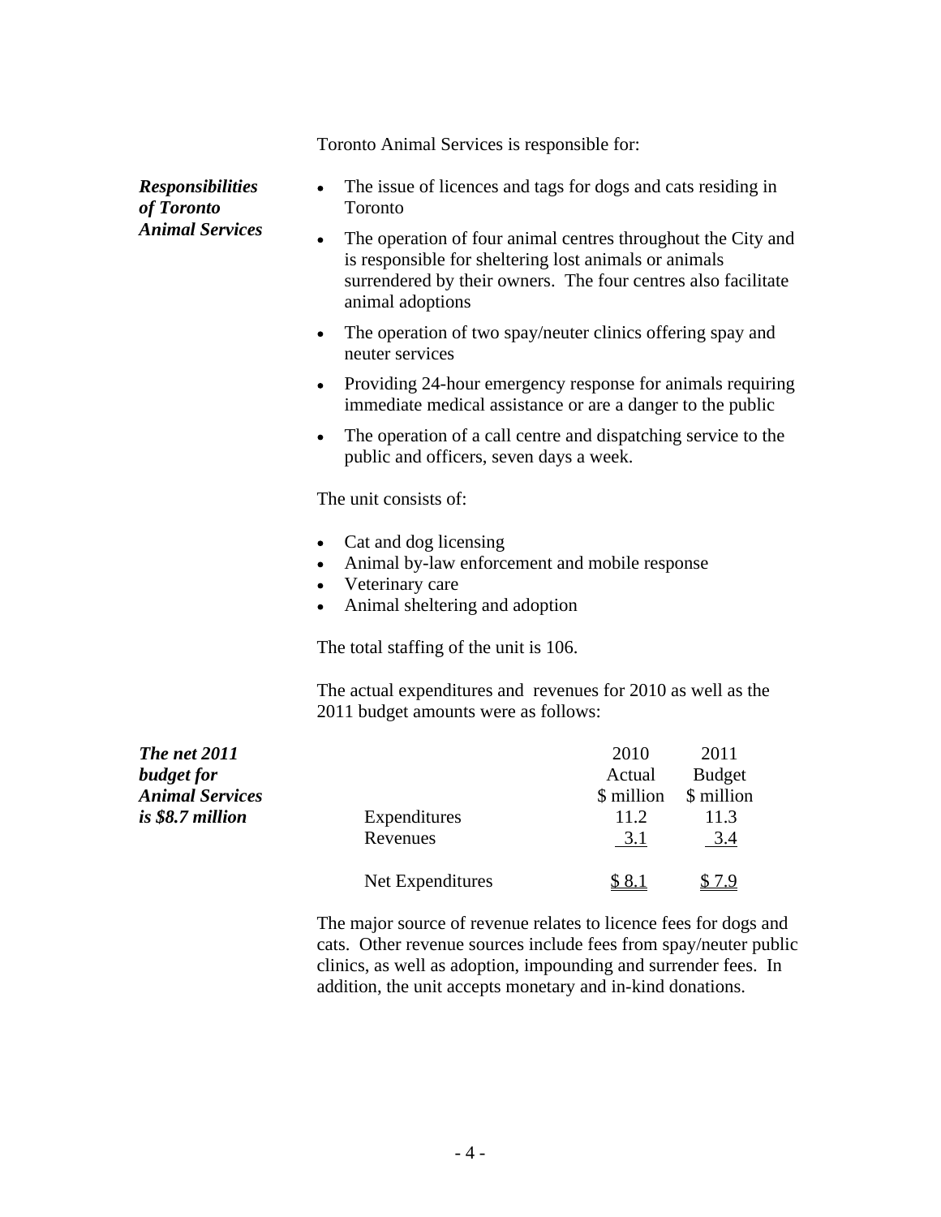Toronto Animal Services is responsible for:

***Responsibilities of Toronto Animal Services***

- The issue of licences and tags for dogs and cats residing in Toronto
- The operation of four animal centres throughout the City and is responsible for sheltering lost animals or animals surrendered by their owners. The four centres also facilitate animal adoptions
- The operation of two spay/neuter clinics offering spay and neuter services
- Providing 24-hour emergency response for animals requiring immediate medical assistance or are a danger to the public
- The operation of a call centre and dispatching service to the public and officers, seven days a week.

The unit consists of:

- Cat and dog licensing
- Animal by-law enforcement and mobile response
- Veterinary care
- Animal sheltering and adoption

The total staffing of the unit is 106.

The actual expenditures and revenues for 2010 as well as the 2011 budget amounts were as follows:

***The net 2011 budget for Animal Services is $8.7 million***

| | 2010 Actual $ million | 2011 Budget $ million |
|---|---|---|
| Expenditures | 11.2 | 11.3 |
| Revenues | 3.1 | 3.4 |
| Net Expenditures | $ 8.1 | $ 7.9 |

The major source of revenue relates to licence fees for dogs and cats. Other revenue sources include fees from spay/neuter public clinics, as well as adoption, impounding and surrender fees. In addition, the unit accepts monetary and in-kind donations.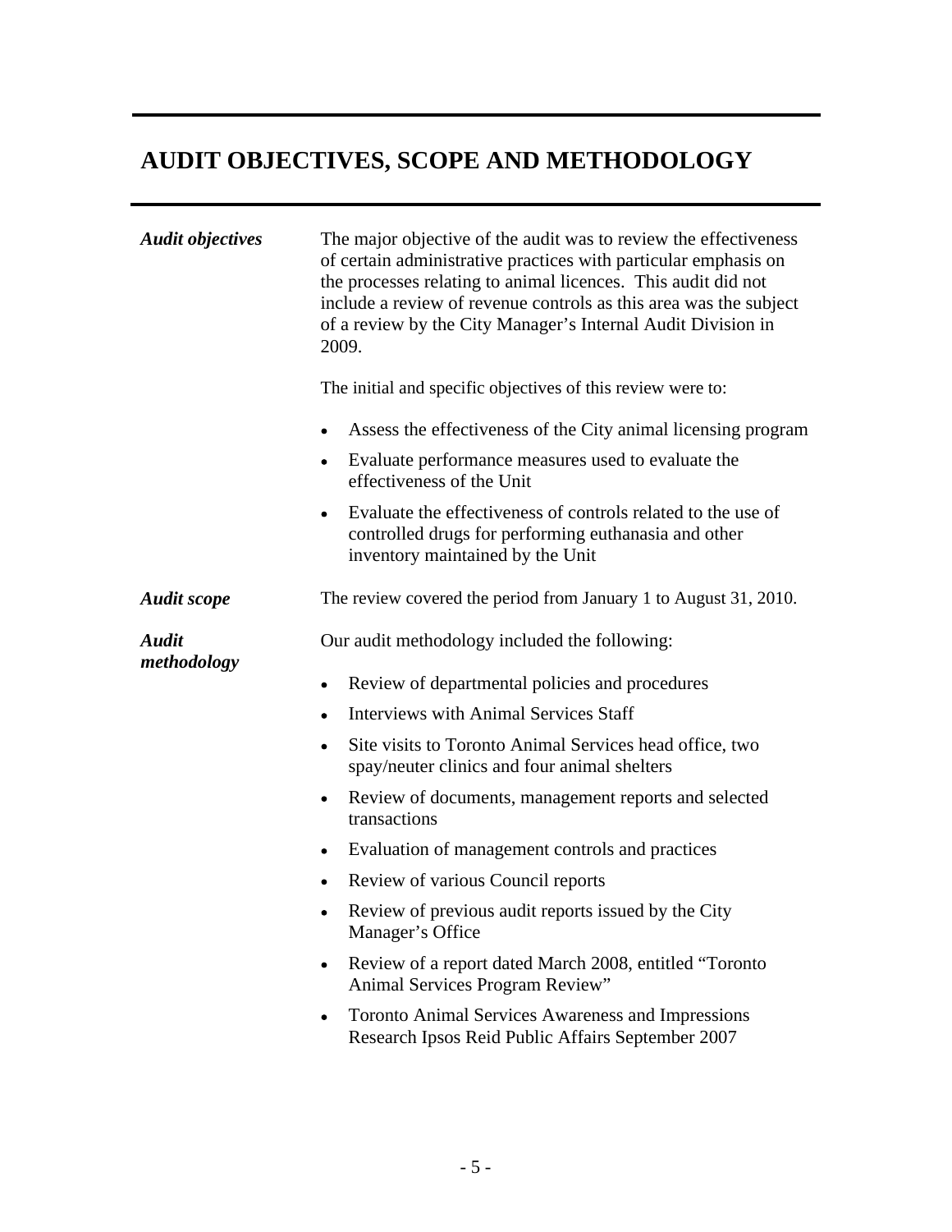# AUDIT OBJECTIVES, SCOPE AND METHODOLOGY

***Audit objectives***

The major objective of the audit was to review the effectiveness of certain administrative practices with particular emphasis on the processes relating to animal licences. This audit did not include a review of revenue controls as this area was the subject of a review by the City Manager's Internal Audit Division in 2009.

The initial and specific objectives of this review were to:

- Assess the effectiveness of the City animal licensing program
- Evaluate performance measures used to evaluate the effectiveness of the Unit
- Evaluate the effectiveness of controls related to the use of controlled drugs for performing euthanasia and other inventory maintained by the Unit

***Audit scope***

The review covered the period from January 1 to August 31, 2010.

***Audit methodology***

Our audit methodology included the following:

- Review of departmental policies and procedures
- Interviews with Animal Services Staff
- Site visits to Toronto Animal Services head office, two spay/neuter clinics and four animal shelters
- Review of documents, management reports and selected transactions
- Evaluation of management controls and practices
- Review of various Council reports
- Review of previous audit reports issued by the City Manager's Office
- Review of a report dated March 2008, entitled "Toronto Animal Services Program Review"
- Toronto Animal Services Awareness and Impressions Research Ipsos Reid Public Affairs September 2007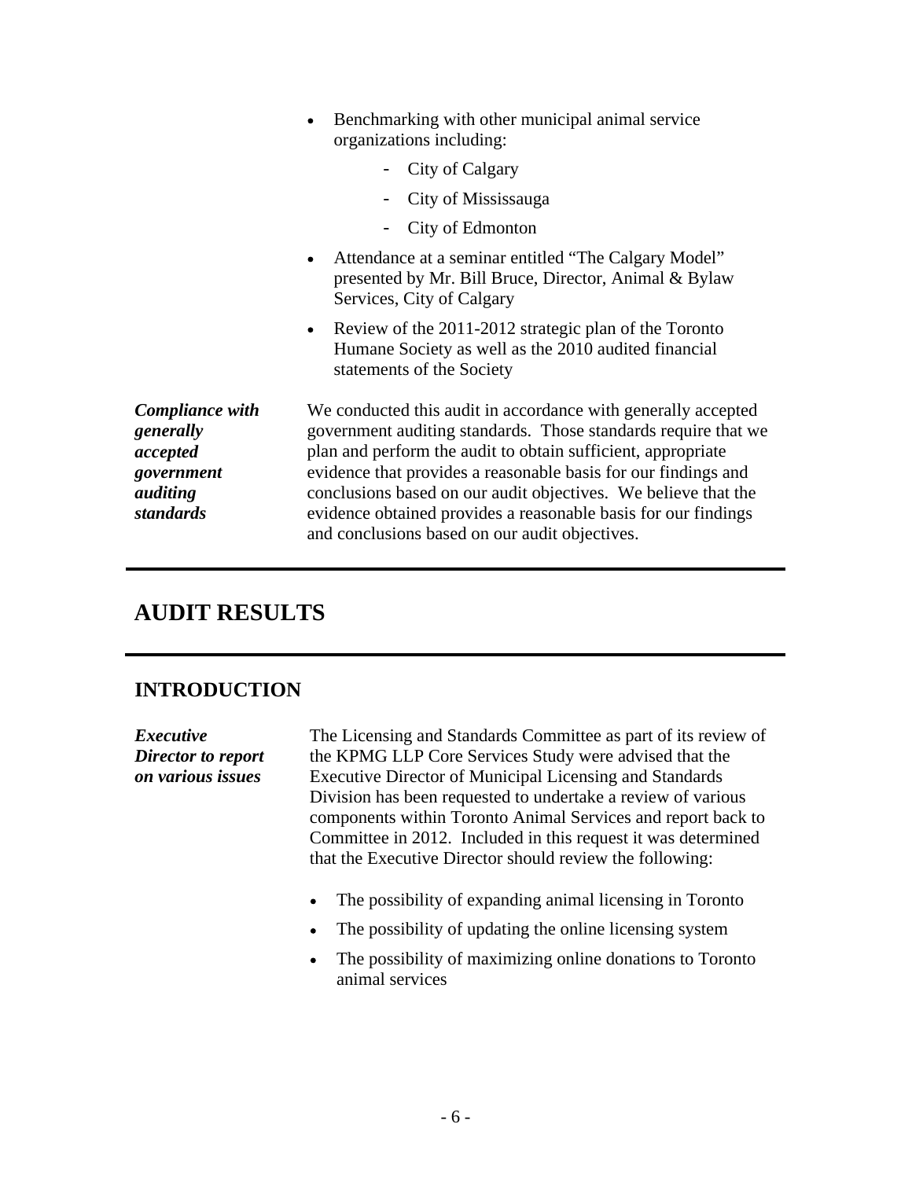- Benchmarking with other municipal animal service organizations including:
  - City of Calgary
  - City of Mississauga
  - City of Edmonton
- Attendance at a seminar entitled "The Calgary Model" presented by Mr. Bill Bruce, Director, Animal & Bylaw Services, City of Calgary
- Review of the 2011-2012 strategic plan of the Toronto Humane Society as well as the 2010 audited financial statements of the Society

***Compliance with generally accepted government auditing standards***

We conducted this audit in accordance with generally accepted government auditing standards. Those standards require that we plan and perform the audit to obtain sufficient, appropriate evidence that provides a reasonable basis for our findings and conclusions based on our audit objectives. We believe that the evidence obtained provides a reasonable basis for our findings and conclusions based on our audit objectives.

# AUDIT RESULTS

## INTRODUCTION

***Executive Director to report on various issues***

The Licensing and Standards Committee as part of its review of the KPMG LLP Core Services Study were advised that the Executive Director of Municipal Licensing and Standards Division has been requested to undertake a review of various components within Toronto Animal Services and report back to Committee in 2012. Included in this request it was determined that the Executive Director should review the following:

- The possibility of expanding animal licensing in Toronto
- The possibility of updating the online licensing system
- The possibility of maximizing online donations to Toronto animal services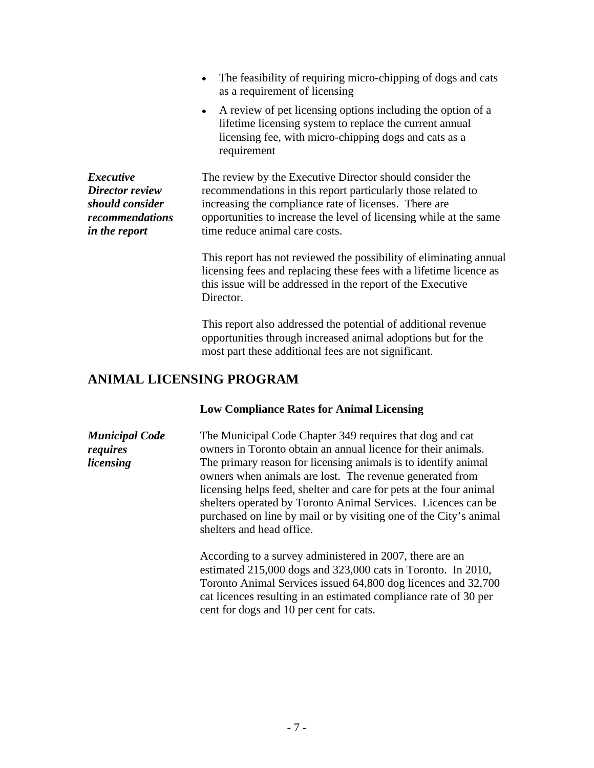- The feasibility of requiring micro-chipping of dogs and cats as a requirement of licensing
- A review of pet licensing options including the option of a lifetime licensing system to replace the current annual licensing fee, with micro-chipping dogs and cats as a requirement

***Executive Director review should consider recommendations in the report***

The review by the Executive Director should consider the recommendations in this report particularly those related to increasing the compliance rate of licenses. There are opportunities to increase the level of licensing while at the same time reduce animal care costs.

This report has not reviewed the possibility of eliminating annual licensing fees and replacing these fees with a lifetime licence as this issue will be addressed in the report of the Executive Director.

This report also addressed the potential of additional revenue opportunities through increased animal adoptions but for the most part these additional fees are not significant.

## ANIMAL LICENSING PROGRAM

### Low Compliance Rates for Animal Licensing

***Municipal Code requires licensing***

The Municipal Code Chapter 349 requires that dog and cat owners in Toronto obtain an annual licence for their animals. The primary reason for licensing animals is to identify animal owners when animals are lost. The revenue generated from licensing helps feed, shelter and care for pets at the four animal shelters operated by Toronto Animal Services. Licences can be purchased on line by mail or by visiting one of the City's animal shelters and head office.

According to a survey administered in 2007, there are an estimated 215,000 dogs and 323,000 cats in Toronto. In 2010, Toronto Animal Services issued 64,800 dog licences and 32,700 cat licences resulting in an estimated compliance rate of 30 per cent for dogs and 10 per cent for cats.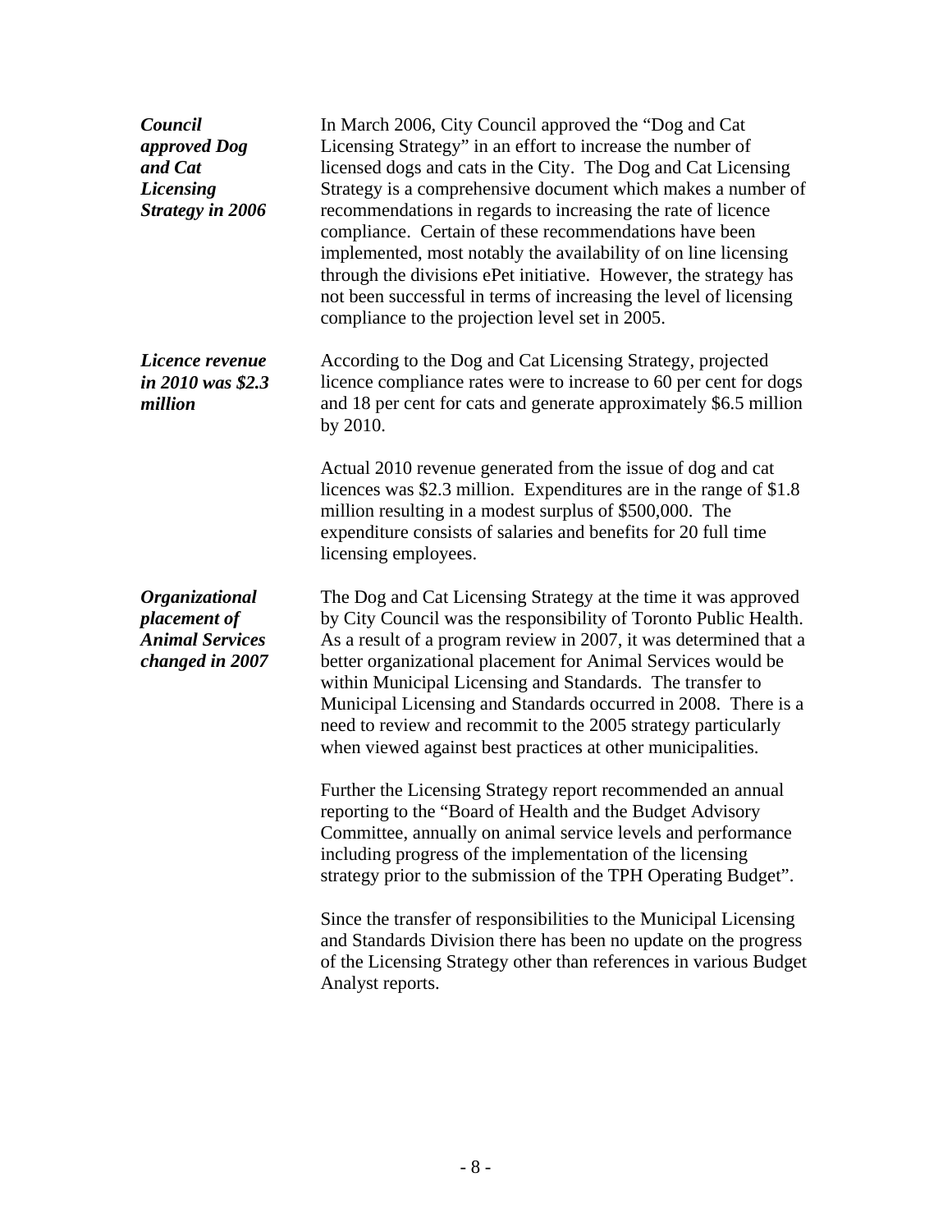***Council approved Dog and Cat Licensing Strategy in 2006***

In March 2006, City Council approved the "Dog and Cat Licensing Strategy" in an effort to increase the number of licensed dogs and cats in the City. The Dog and Cat Licensing Strategy is a comprehensive document which makes a number of recommendations in regards to increasing the rate of licence compliance. Certain of these recommendations have been implemented, most notably the availability of on line licensing through the divisions ePet initiative. However, the strategy has not been successful in terms of increasing the level of licensing compliance to the projection level set in 2005.

***Licence revenue in 2010 was $2.3 million***

According to the Dog and Cat Licensing Strategy, projected licence compliance rates were to increase to 60 per cent for dogs and 18 per cent for cats and generate approximately $6.5 million by 2010.

Actual 2010 revenue generated from the issue of dog and cat licences was $2.3 million. Expenditures are in the range of $1.8 million resulting in a modest surplus of $500,000. The expenditure consists of salaries and benefits for 20 full time licensing employees.

***Organizational placement of Animal Services changed in 2007***

The Dog and Cat Licensing Strategy at the time it was approved by City Council was the responsibility of Toronto Public Health. As a result of a program review in 2007, it was determined that a better organizational placement for Animal Services would be within Municipal Licensing and Standards. The transfer to Municipal Licensing and Standards occurred in 2008. There is a need to review and recommit to the 2005 strategy particularly when viewed against best practices at other municipalities.

Further the Licensing Strategy report recommended an annual reporting to the "Board of Health and the Budget Advisory Committee, annually on animal service levels and performance including progress of the implementation of the licensing strategy prior to the submission of the TPH Operating Budget".

Since the transfer of responsibilities to the Municipal Licensing and Standards Division there has been no update on the progress of the Licensing Strategy other than references in various Budget Analyst reports.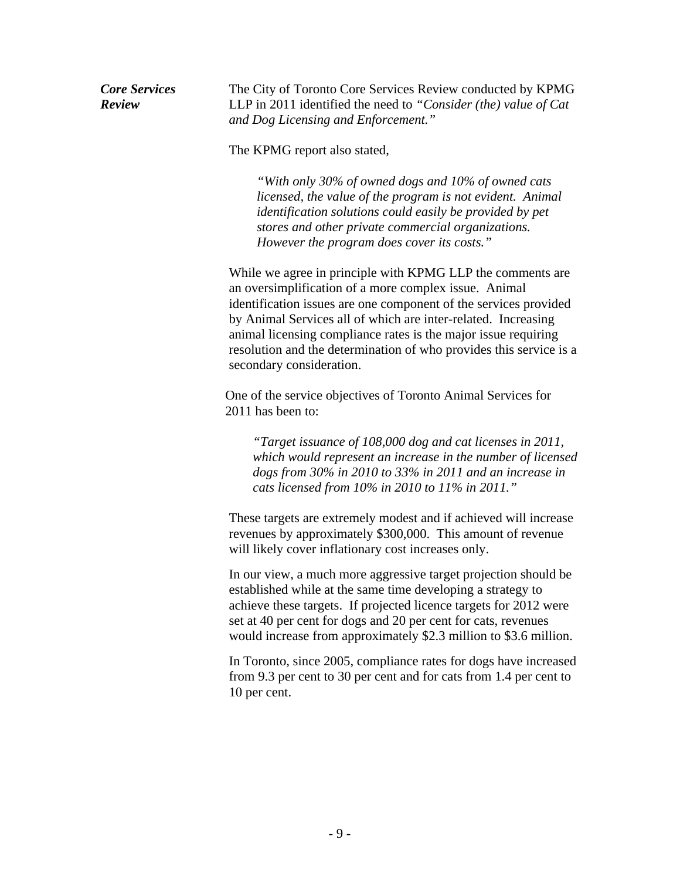***Core Services Review***

The City of Toronto Core Services Review conducted by KPMG LLP in 2011 identified the need to *"Consider (the) value of Cat and Dog Licensing and Enforcement."*

The KPMG report also stated,

> *"With only 30% of owned dogs and 10% of owned cats licensed, the value of the program is not evident. Animal identification solutions could easily be provided by pet stores and other private commercial organizations. However the program does cover its costs."*

While we agree in principle with KPMG LLP the comments are an oversimplification of a more complex issue. Animal identification issues are one component of the services provided by Animal Services all of which are inter-related. Increasing animal licensing compliance rates is the major issue requiring resolution and the determination of who provides this service is a secondary consideration.

One of the service objectives of Toronto Animal Services for 2011 has been to:

> *"Target issuance of 108,000 dog and cat licenses in 2011, which would represent an increase in the number of licensed dogs from 30% in 2010 to 33% in 2011 and an increase in cats licensed from 10% in 2010 to 11% in 2011."*

These targets are extremely modest and if achieved will increase revenues by approximately $300,000. This amount of revenue will likely cover inflationary cost increases only.

In our view, a much more aggressive target projection should be established while at the same time developing a strategy to achieve these targets. If projected licence targets for 2012 were set at 40 per cent for dogs and 20 per cent for cats, revenues would increase from approximately $2.3 million to $3.6 million.

In Toronto, since 2005, compliance rates for dogs have increased from 9.3 per cent to 30 per cent and for cats from 1.4 per cent to 10 per cent.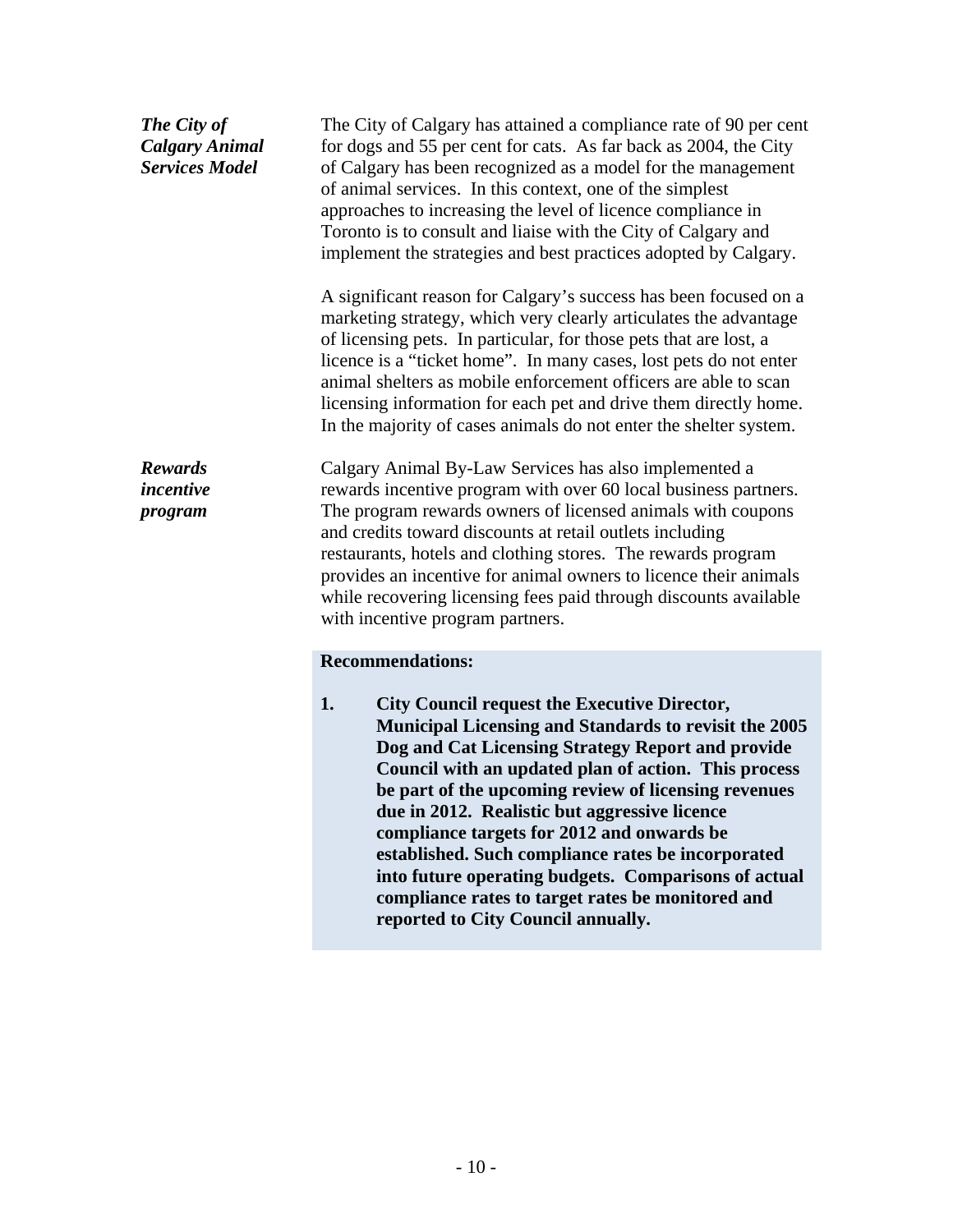***The City of Calgary Animal Services Model***

The City of Calgary has attained a compliance rate of 90 per cent for dogs and 55 per cent for cats. As far back as 2004, the City of Calgary has been recognized as a model for the management of animal services. In this context, one of the simplest approaches to increasing the level of licence compliance in Toronto is to consult and liaise with the City of Calgary and implement the strategies and best practices adopted by Calgary.

A significant reason for Calgary's success has been focused on a marketing strategy, which very clearly articulates the advantage of licensing pets. In particular, for those pets that are lost, a licence is a "ticket home". In many cases, lost pets do not enter animal shelters as mobile enforcement officers are able to scan licensing information for each pet and drive them directly home. In the majority of cases animals do not enter the shelter system.

***Rewards incentive program***

Calgary Animal By-Law Services has also implemented a rewards incentive program with over 60 local business partners. The program rewards owners of licensed animals with coupons and credits toward discounts at retail outlets including restaurants, hotels and clothing stores. The rewards program provides an incentive for animal owners to licence their animals while recovering licensing fees paid through discounts available with incentive program partners.

**Recommendations:**

**1. City Council request the Executive Director, Municipal Licensing and Standards to revisit the 2005 Dog and Cat Licensing Strategy Report and provide Council with an updated plan of action. This process be part of the upcoming review of licensing revenues due in 2012. Realistic but aggressive licence compliance targets for 2012 and onwards be established. Such compliance rates be incorporated into future operating budgets. Comparisons of actual compliance rates to target rates be monitored and reported to City Council annually.**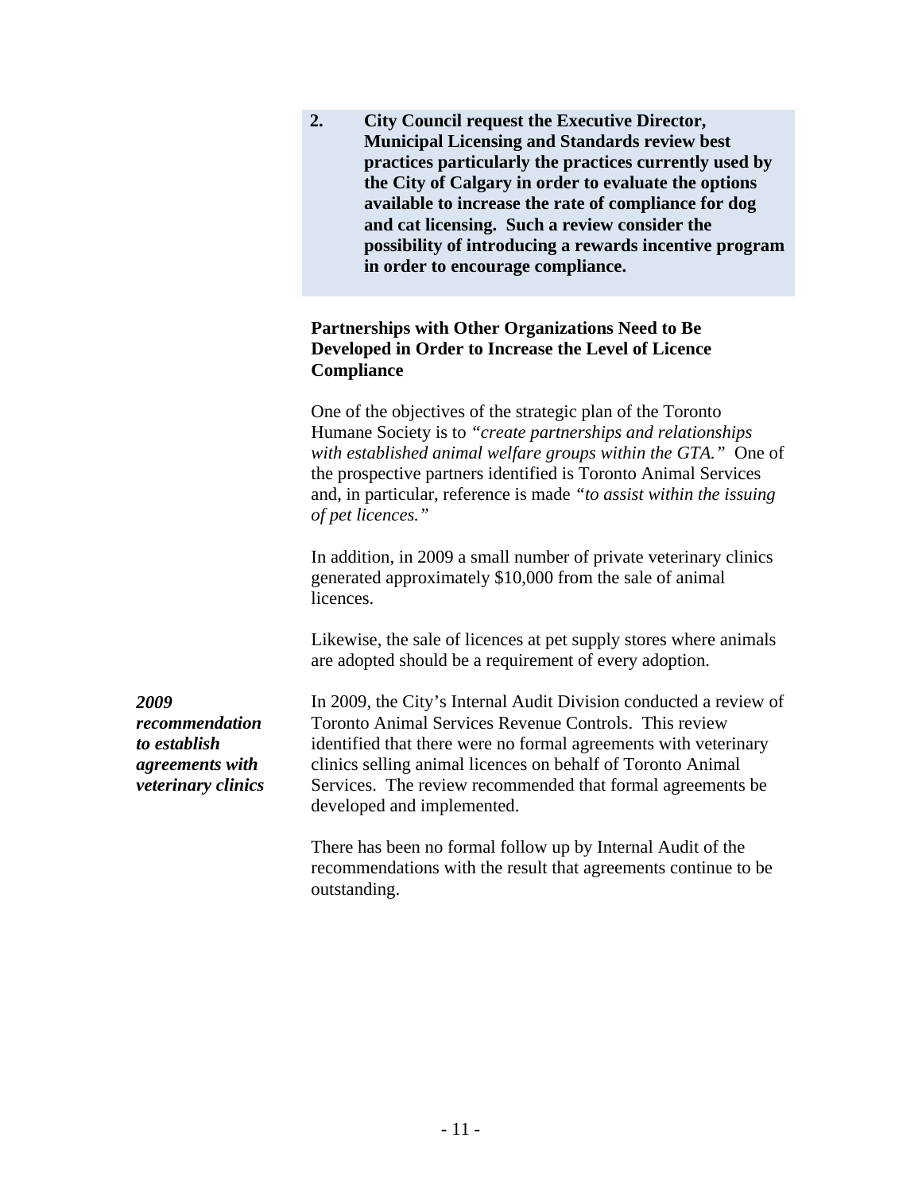**2. City Council request the Executive Director, Municipal Licensing and Standards review best practices particularly the practices currently used by the City of Calgary in order to evaluate the options available to increase the rate of compliance for dog and cat licensing. Such a review consider the possibility of introducing a rewards incentive program in order to encourage compliance.**

### Partnerships with Other Organizations Need to Be Developed in Order to Increase the Level of Licence Compliance

One of the objectives of the strategic plan of the Toronto Humane Society is to *"create partnerships and relationships with established animal welfare groups within the GTA."* One of the prospective partners identified is Toronto Animal Services and, in particular, reference is made *"to assist within the issuing of pet licences."*

In addition, in 2009 a small number of private veterinary clinics generated approximately $10,000 from the sale of animal licences.

Likewise, the sale of licences at pet supply stores where animals are adopted should be a requirement of every adoption.

***2009 recommendation to establish agreements with veterinary clinics***

In 2009, the City's Internal Audit Division conducted a review of Toronto Animal Services Revenue Controls. This review identified that there were no formal agreements with veterinary clinics selling animal licences on behalf of Toronto Animal Services. The review recommended that formal agreements be developed and implemented.

There has been no formal follow up by Internal Audit of the recommendations with the result that agreements continue to be outstanding.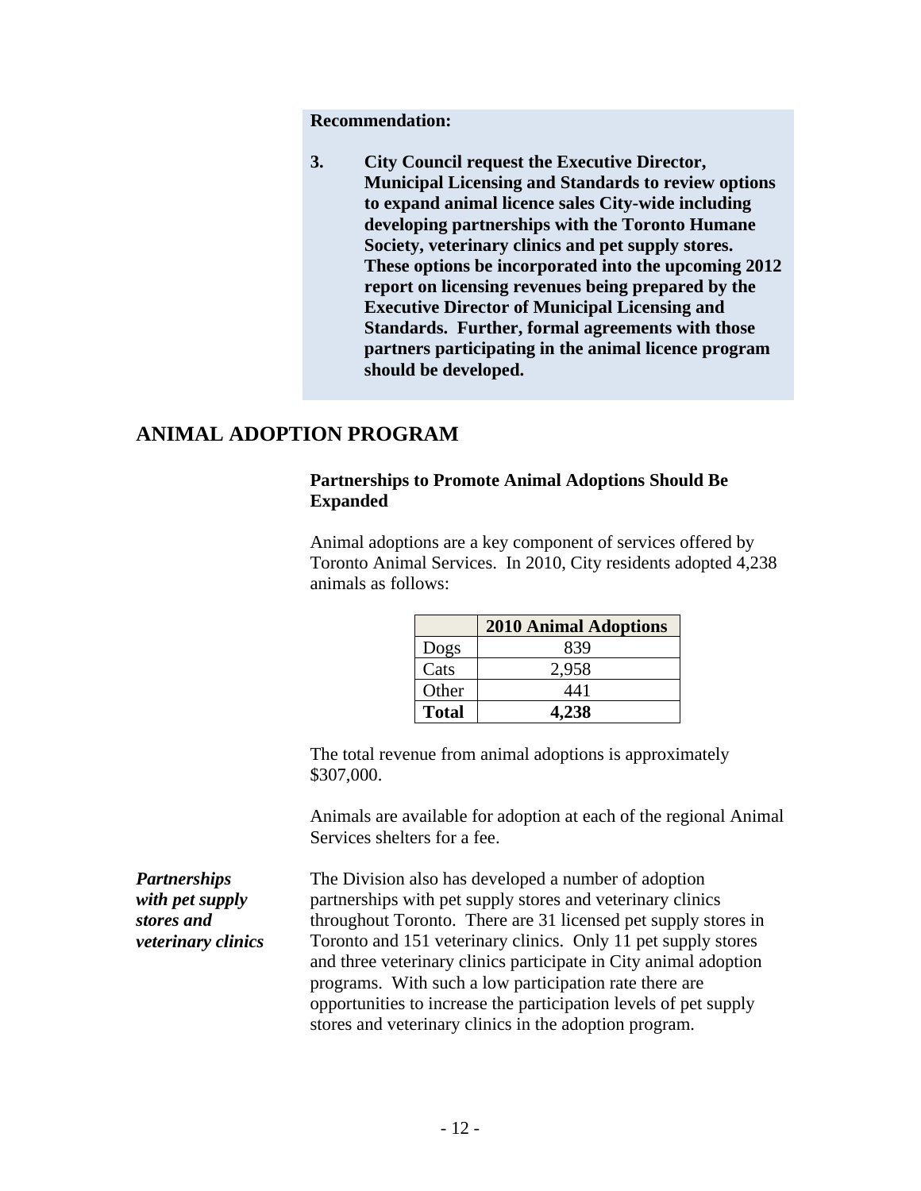**Recommendation:**

**3. City Council request the Executive Director, Municipal Licensing and Standards to review options to expand animal licence sales City-wide including developing partnerships with the Toronto Humane Society, veterinary clinics and pet supply stores. These options be incorporated into the upcoming 2012 report on licensing revenues being prepared by the Executive Director of Municipal Licensing and Standards. Further, formal agreements with those partners participating in the animal licence program should be developed.**

## ANIMAL ADOPTION PROGRAM

### Partnerships to Promote Animal Adoptions Should Be Expanded

Animal adoptions are a key component of services offered by Toronto Animal Services. In 2010, City residents adopted 4,238 animals as follows:

| | 2010 Animal Adoptions |
|---|---|
| Dogs | 839 |
| Cats | 2,958 |
| Other | 441 |
| **Total** | **4,238** |

The total revenue from animal adoptions is approximately $307,000.

Animals are available for adoption at each of the regional Animal Services shelters for a fee.

***Partnerships with pet supply stores and veterinary clinics***

The Division also has developed a number of adoption partnerships with pet supply stores and veterinary clinics throughout Toronto. There are 31 licensed pet supply stores in Toronto and 151 veterinary clinics. Only 11 pet supply stores and three veterinary clinics participate in City animal adoption programs. With such a low participation rate there are opportunities to increase the participation levels of pet supply stores and veterinary clinics in the adoption program.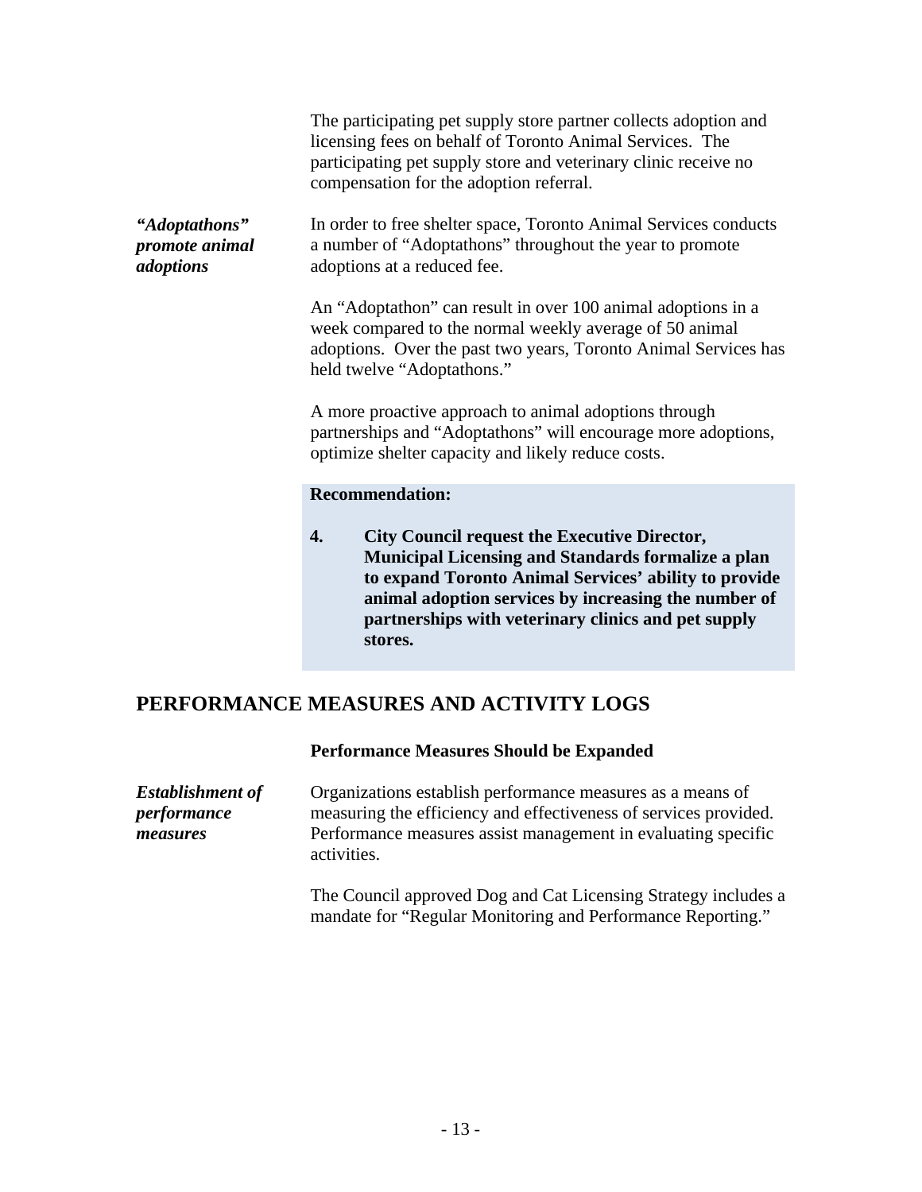The participating pet supply store partner collects adoption and licensing fees on behalf of Toronto Animal Services. The participating pet supply store and veterinary clinic receive no compensation for the adoption referral.

***"Adoptathons" promote animal adoptions***

In order to free shelter space, Toronto Animal Services conducts a number of "Adoptathons" throughout the year to promote adoptions at a reduced fee.

An "Adoptathon" can result in over 100 animal adoptions in a week compared to the normal weekly average of 50 animal adoptions. Over the past two years, Toronto Animal Services has held twelve "Adoptathons."

A more proactive approach to animal adoptions through partnerships and "Adoptathons" will encourage more adoptions, optimize shelter capacity and likely reduce costs.

**Recommendation:**

**4. City Council request the Executive Director, Municipal Licensing and Standards formalize a plan to expand Toronto Animal Services' ability to provide animal adoption services by increasing the number of partnerships with veterinary clinics and pet supply stores.**

## PERFORMANCE MEASURES AND ACTIVITY LOGS

### Performance Measures Should be Expanded

***Establishment of performance measures***

Organizations establish performance measures as a means of measuring the efficiency and effectiveness of services provided. Performance measures assist management in evaluating specific activities.

The Council approved Dog and Cat Licensing Strategy includes a mandate for "Regular Monitoring and Performance Reporting."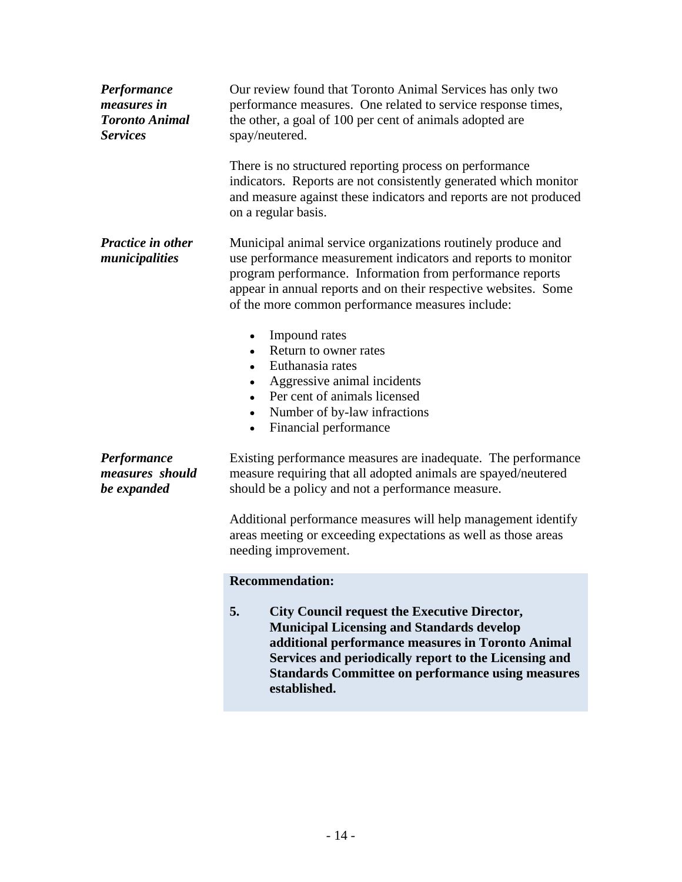***Performance measures in Toronto Animal Services***

Our review found that Toronto Animal Services has only two performance measures. One related to service response times, the other, a goal of 100 per cent of animals adopted are spay/neutered.

There is no structured reporting process on performance indicators. Reports are not consistently generated which monitor and measure against these indicators and reports are not produced on a regular basis.

***Practice in other municipalities***

Municipal animal service organizations routinely produce and use performance measurement indicators and reports to monitor program performance. Information from performance reports appear in annual reports and on their respective websites. Some of the more common performance measures include:

- Impound rates
- Return to owner rates
- Euthanasia rates
- Aggressive animal incidents
- Per cent of animals licensed
- Number of by-law infractions
- Financial performance

***Performance measures should be expanded***

Existing performance measures are inadequate. The performance measure requiring that all adopted animals are spayed/neutered should be a policy and not a performance measure.

Additional performance measures will help management identify areas meeting or exceeding expectations as well as those areas needing improvement.

**Recommendation:**

**5. City Council request the Executive Director, Municipal Licensing and Standards develop additional performance measures in Toronto Animal Services and periodically report to the Licensing and Standards Committee on performance using measures established.**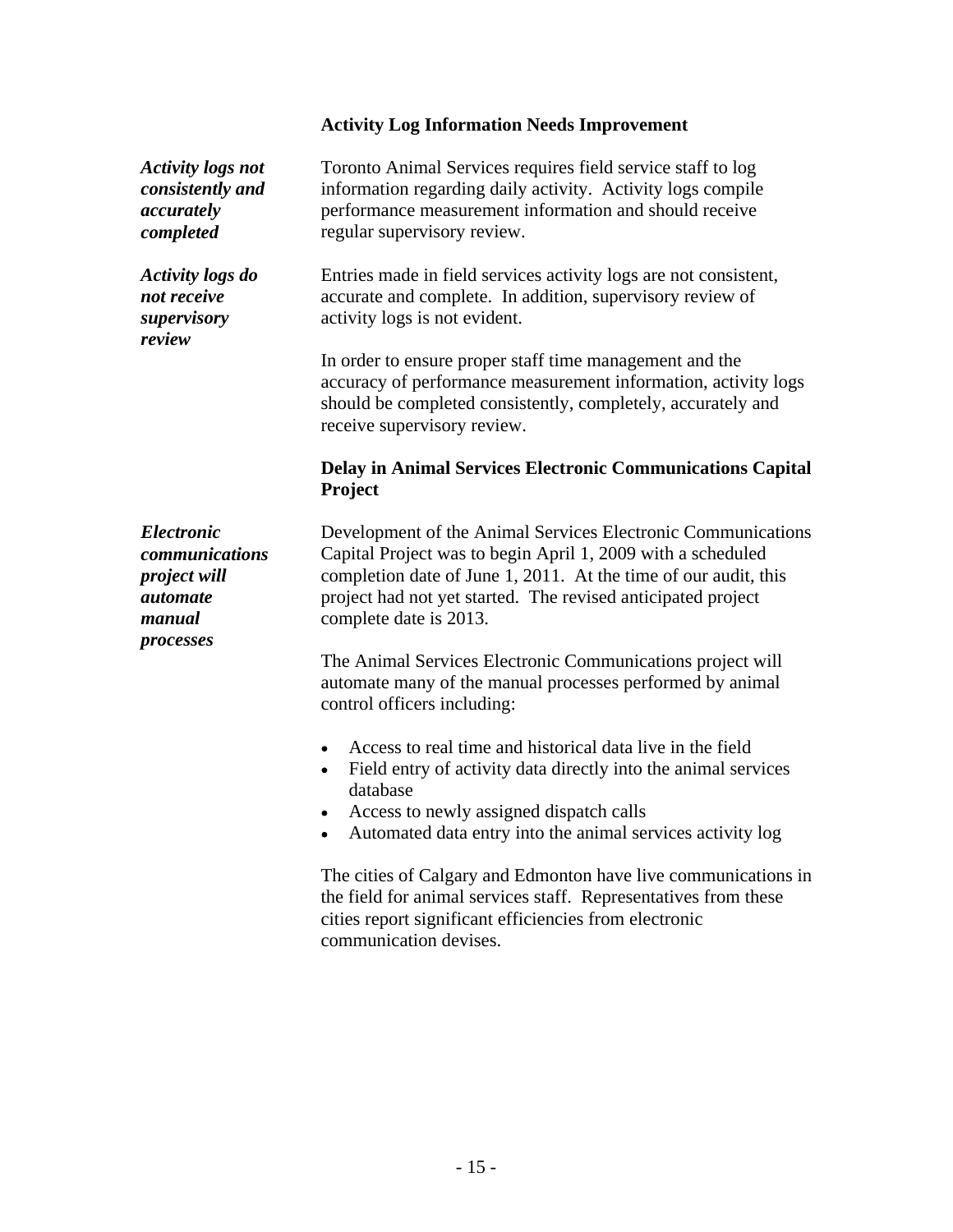### Activity Log Information Needs Improvement

*Activity logs not consistently and accurately completed*

Toronto Animal Services requires field service staff to log information regarding daily activity. Activity logs compile performance measurement information and should receive regular supervisory review.

*Activity logs do not receive supervisory review*

Entries made in field services activity logs are not consistent, accurate and complete. In addition, supervisory review of activity logs is not evident.

In order to ensure proper staff time management and the accuracy of performance measurement information, activity logs should be completed consistently, completely, accurately and receive supervisory review.

### Delay in Animal Services Electronic Communications Capital Project

*Electronic communications project will automate manual processes*

Development of the Animal Services Electronic Communications Capital Project was to begin April 1, 2009 with a scheduled completion date of June 1, 2011. At the time of our audit, this project had not yet started. The revised anticipated project complete date is 2013.

The Animal Services Electronic Communications project will automate many of the manual processes performed by animal control officers including:

- Access to real time and historical data live in the field
- Field entry of activity data directly into the animal services database
- Access to newly assigned dispatch calls
- Automated data entry into the animal services activity log

The cities of Calgary and Edmonton have live communications in the field for animal services staff. Representatives from these cities report significant efficiencies from electronic communication devises.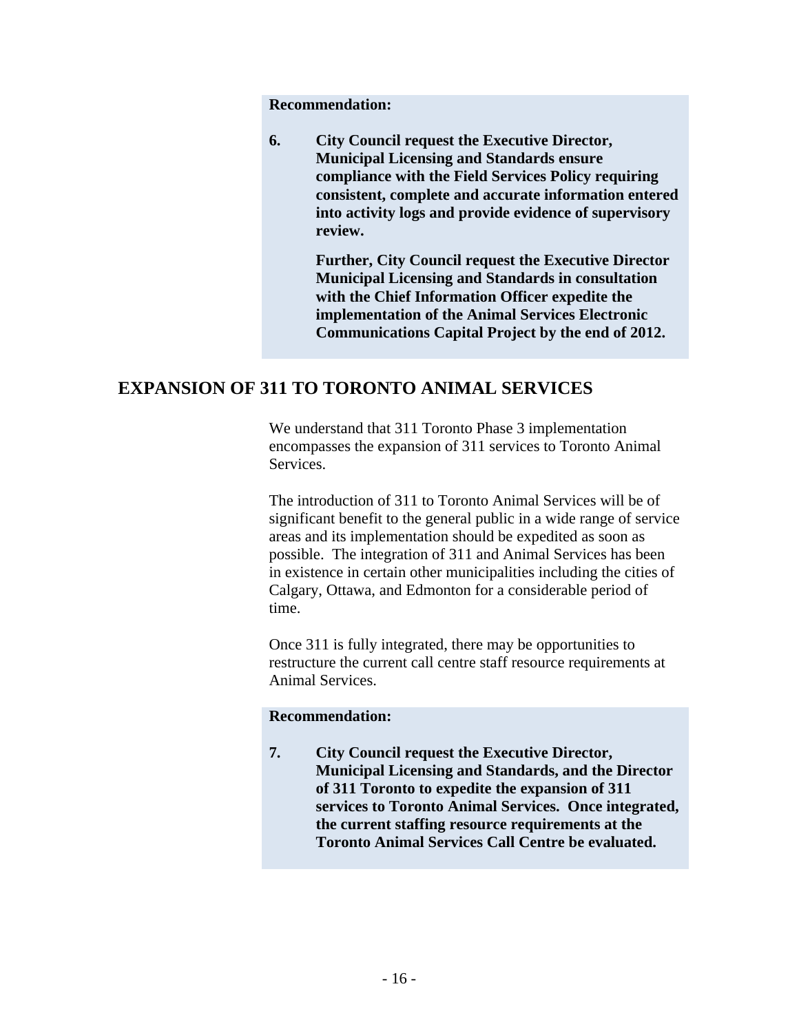**Recommendation:**

**6. City Council request the Executive Director, Municipal Licensing and Standards ensure compliance with the Field Services Policy requiring consistent, complete and accurate information entered into activity logs and provide evidence of supervisory review.**

**Further, City Council request the Executive Director Municipal Licensing and Standards in consultation with the Chief Information Officer expedite the implementation of the Animal Services Electronic Communications Capital Project by the end of 2012.**

## EXPANSION OF 311 TO TORONTO ANIMAL SERVICES

We understand that 311 Toronto Phase 3 implementation encompasses the expansion of 311 services to Toronto Animal Services.

The introduction of 311 to Toronto Animal Services will be of significant benefit to the general public in a wide range of service areas and its implementation should be expedited as soon as possible. The integration of 311 and Animal Services has been in existence in certain other municipalities including the cities of Calgary, Ottawa, and Edmonton for a considerable period of time.

Once 311 is fully integrated, there may be opportunities to restructure the current call centre staff resource requirements at Animal Services.

**Recommendation:**

**7. City Council request the Executive Director, Municipal Licensing and Standards, and the Director of 311 Toronto to expedite the expansion of 311 services to Toronto Animal Services. Once integrated, the current staffing resource requirements at the Toronto Animal Services Call Centre be evaluated.**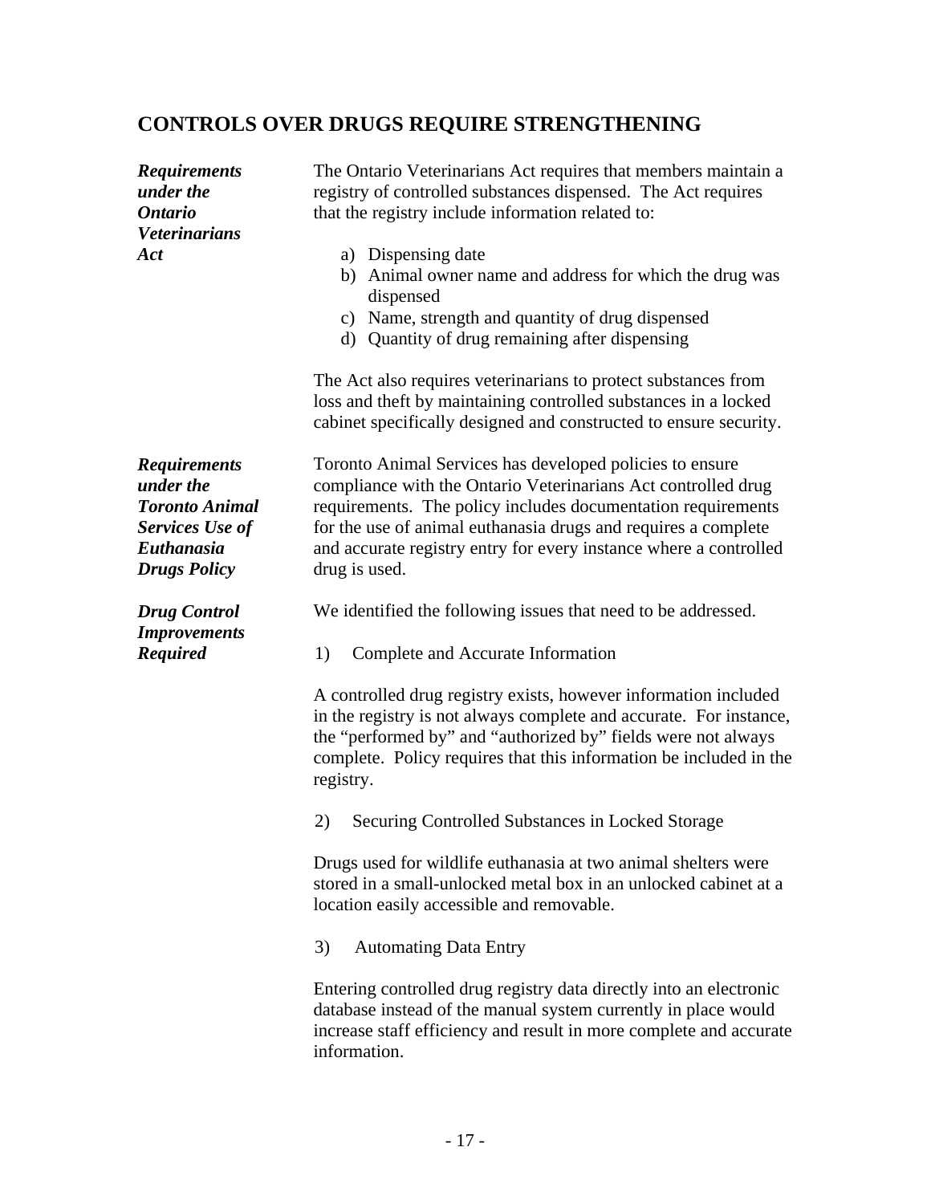## CONTROLS OVER DRUGS REQUIRE STRENGTHENING

***Requirements under the Ontario Veterinarians Act***

The Ontario Veterinarians Act requires that members maintain a registry of controlled substances dispensed. The Act requires that the registry include information related to:

a) Dispensing date
b) Animal owner name and address for which the drug was dispensed
c) Name, strength and quantity of drug dispensed
d) Quantity of drug remaining after dispensing

The Act also requires veterinarians to protect substances from loss and theft by maintaining controlled substances in a locked cabinet specifically designed and constructed to ensure security.

***Requirements under the Toronto Animal Services Use of Euthanasia Drugs Policy***

Toronto Animal Services has developed policies to ensure compliance with the Ontario Veterinarians Act controlled drug requirements. The policy includes documentation requirements for the use of animal euthanasia drugs and requires a complete and accurate registry entry for every instance where a controlled drug is used.

***Drug Control Improvements Required***

We identified the following issues that need to be addressed.

1) Complete and Accurate Information

A controlled drug registry exists, however information included in the registry is not always complete and accurate. For instance, the "performed by" and "authorized by" fields were not always complete. Policy requires that this information be included in the registry.

2) Securing Controlled Substances in Locked Storage

Drugs used for wildlife euthanasia at two animal shelters were stored in a small-unlocked metal box in an unlocked cabinet at a location easily accessible and removable.

3) Automating Data Entry

Entering controlled drug registry data directly into an electronic database instead of the manual system currently in place would increase staff efficiency and result in more complete and accurate information.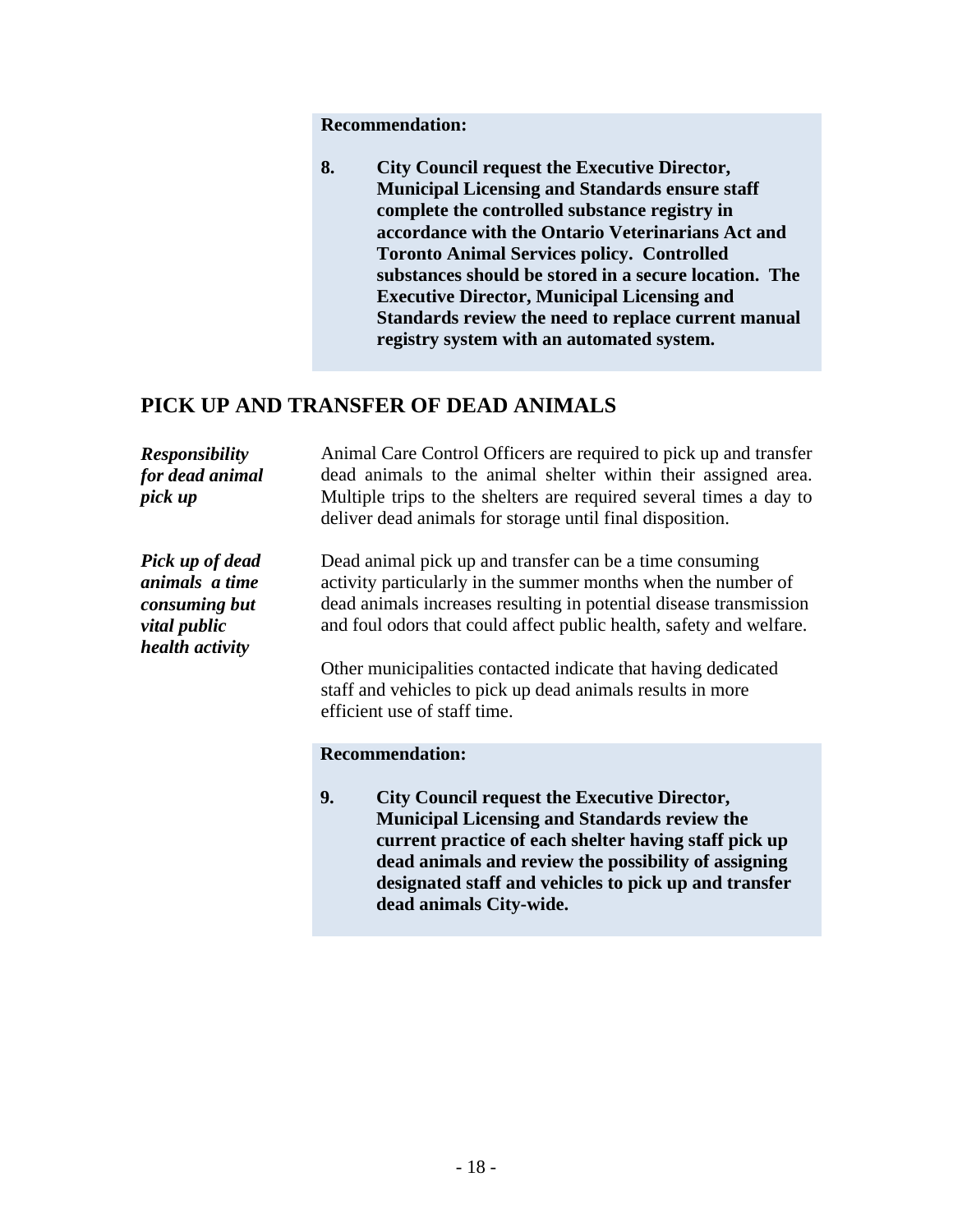**Recommendation:**

**8. City Council request the Executive Director, Municipal Licensing and Standards ensure staff complete the controlled substance registry in accordance with the Ontario Veterinarians Act and Toronto Animal Services policy. Controlled substances should be stored in a secure location. The Executive Director, Municipal Licensing and Standards review the need to replace current manual registry system with an automated system.**

## PICK UP AND TRANSFER OF DEAD ANIMALS

***Responsibility for dead animal pick up***

Animal Care Control Officers are required to pick up and transfer dead animals to the animal shelter within their assigned area. Multiple trips to the shelters are required several times a day to deliver dead animals for storage until final disposition.

***Pick up of dead animals a time consuming but vital public health activity***

Dead animal pick up and transfer can be a time consuming activity particularly in the summer months when the number of dead animals increases resulting in potential disease transmission and foul odors that could affect public health, safety and welfare.

Other municipalities contacted indicate that having dedicated staff and vehicles to pick up dead animals results in more efficient use of staff time.

**Recommendation:**

**9. City Council request the Executive Director, Municipal Licensing and Standards review the current practice of each shelter having staff pick up dead animals and review the possibility of assigning designated staff and vehicles to pick up and transfer dead animals City-wide.**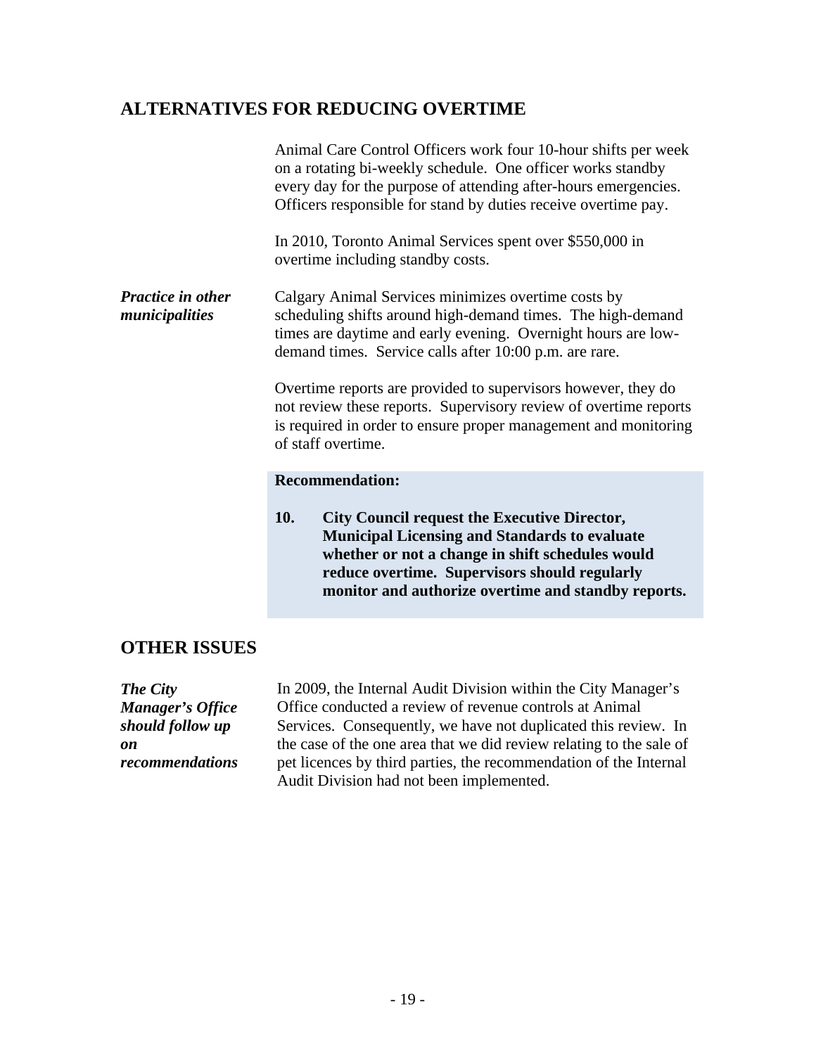## ALTERNATIVES FOR REDUCING OVERTIME

Animal Care Control Officers work four 10-hour shifts per week on a rotating bi-weekly schedule. One officer works standby every day for the purpose of attending after-hours emergencies. Officers responsible for stand by duties receive overtime pay.

In 2010, Toronto Animal Services spent over $550,000 in overtime including standby costs.

***Practice in other municipalities***

Calgary Animal Services minimizes overtime costs by scheduling shifts around high-demand times. The high-demand times are daytime and early evening. Overnight hours are low-demand times. Service calls after 10:00 p.m. are rare.

Overtime reports are provided to supervisors however, they do not review these reports. Supervisory review of overtime reports is required in order to ensure proper management and monitoring of staff overtime.

**Recommendation:**

**10. City Council request the Executive Director, Municipal Licensing and Standards to evaluate whether or not a change in shift schedules would reduce overtime. Supervisors should regularly monitor and authorize overtime and standby reports.**

## OTHER ISSUES

***The City Manager's Office should follow up on recommendations***

In 2009, the Internal Audit Division within the City Manager's Office conducted a review of revenue controls at Animal Services. Consequently, we have not duplicated this review. In the case of the one area that we did review relating to the sale of pet licences by third parties, the recommendation of the Internal Audit Division had not been implemented.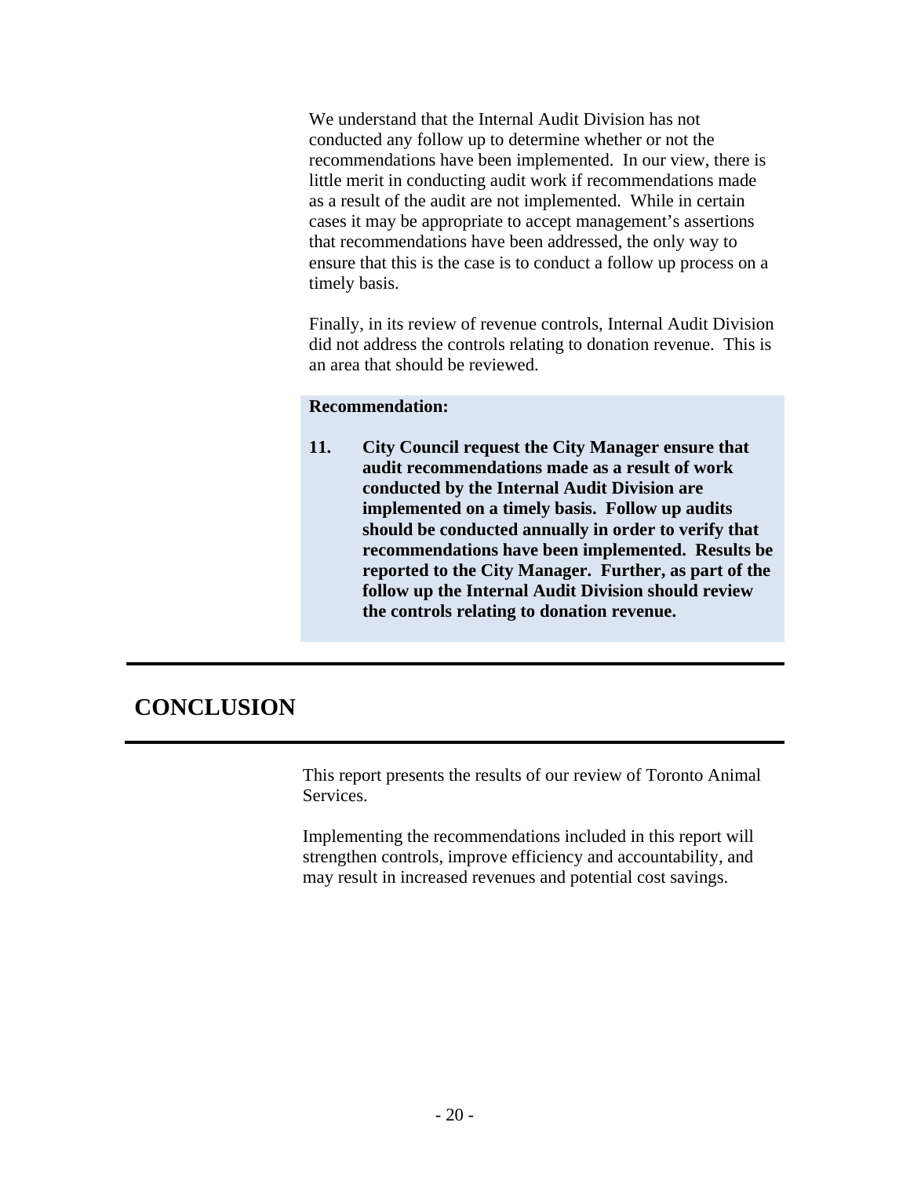We understand that the Internal Audit Division has not conducted any follow up to determine whether or not the recommendations have been implemented. In our view, there is little merit in conducting audit work if recommendations made as a result of the audit are not implemented. While in certain cases it may be appropriate to accept management's assertions that recommendations have been addressed, the only way to ensure that this is the case is to conduct a follow up process on a timely basis.

Finally, in its review of revenue controls, Internal Audit Division did not address the controls relating to donation revenue. This is an area that should be reviewed.

**Recommendation:**

**11. City Council request the City Manager ensure that audit recommendations made as a result of work conducted by the Internal Audit Division are implemented on a timely basis. Follow up audits should be conducted annually in order to verify that recommendations have been implemented. Results be reported to the City Manager. Further, as part of the follow up the Internal Audit Division should review the controls relating to donation revenue.**

## CONCLUSION

This report presents the results of our review of Toronto Animal Services.

Implementing the recommendations included in this report will strengthen controls, improve efficiency and accountability, and may result in increased revenues and potential cost savings.